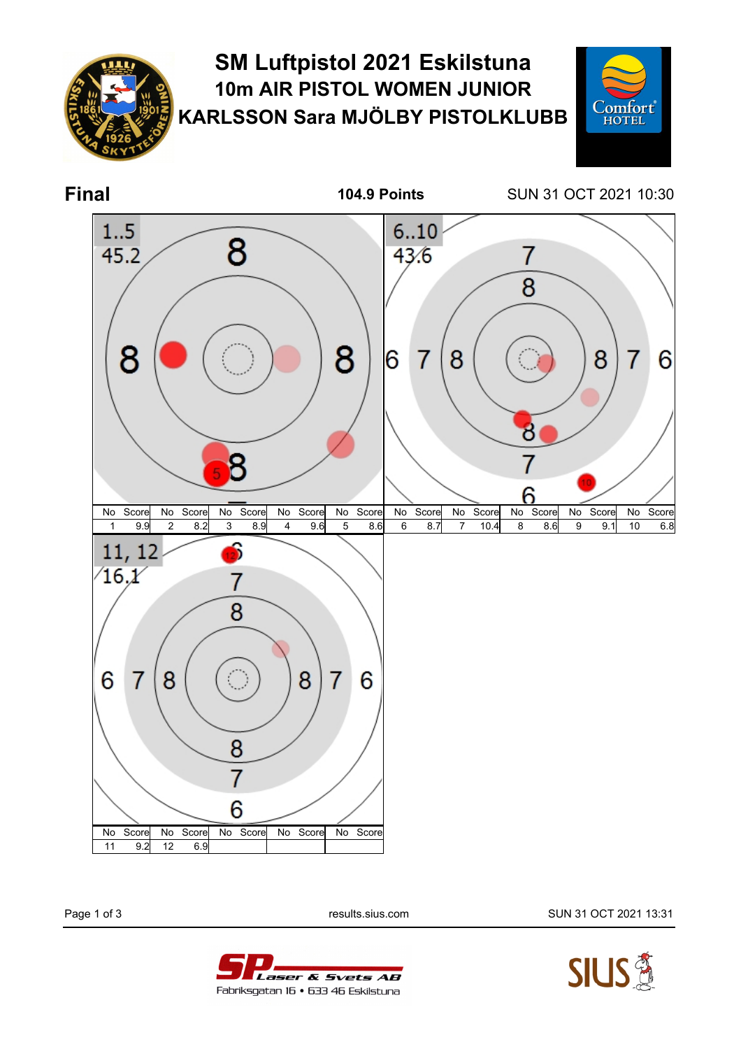# SM Luftpistol 2021 Eskilstuna

## 10m AIR PISTOL WOMEN JUNIOR

## KARLSSON Sara MJÖLBY PISTOLKLUBB

**Final** — **104.9 Points** — SUN 31 OCT 2021 10:30

1..5
45.2

| No | Score | No | Score | No | Score | No | Score | No | Score |
|---|---|---|---|---|---|---|---|---|---|
| 1 | 9.9 | 2 | 8.2 | 3 | 8.9 | 4 | 9.6 | 5 | 8.6 |

6..10
43.6

| No | Score | No | Score | No | Score | No | Score | No | Score |
|---|---|---|---|---|---|---|---|---|---|
| 6 | 8.7 | 7 | 10.4 | 8 | 8.6 | 9 | 9.1 | 10 | 6.8 |

11, 12
16.1

| No | Score | No | Score | No | Score | No | Score | No | Score |
|---|---|---|---|---|---|---|---|---|---|
| 11 | 9.2 | 12 | 6.9 | | | | | | |

results.sius.com

SUN 31 OCT 2021 13:31

SP Laser & Svets AB
Fabriksgatan 16 • 633 46 Eskilstuna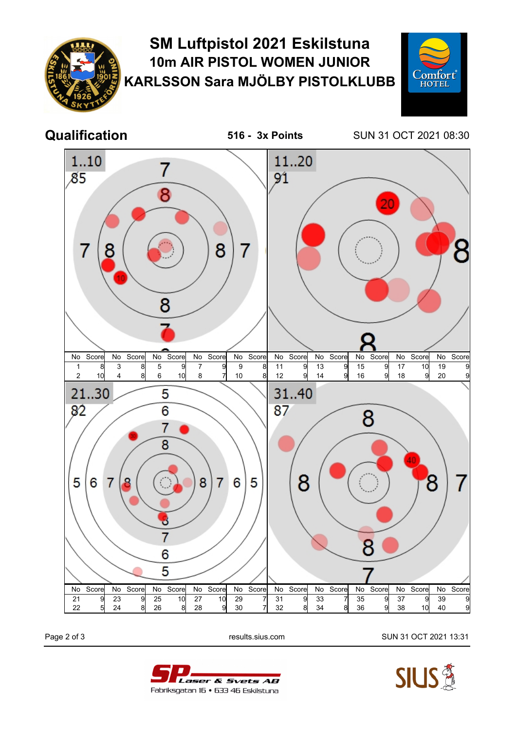# SM Luftpistol 2021 Eskilstuna

## 10m AIR PISTOL WOMEN JUNIOR

## KARLSSON Sara MJÖLBY PISTOLKLUBB

**Qualification** — **516 - 3x Points** — SUN 31 OCT 2021 08:30

### 1..10 — 85

| No | Score | No | Score | No | Score | No | Score | No | Score |
|---|---|---|---|---|---|---|---|---|---|
| 1 | 8 | 3 | 8 | 5 | 9 | 7 | 9 | 9 | 8 |
| 2 | 10 | 4 | 8 | 6 | 10 | 8 | 7 | 10 | 8 |

### 11..20 — 91

| No | Score | No | Score | No | Score | No | Score | No | Score |
|---|---|---|---|---|---|---|---|---|---|
| 11 | 9 | 13 | 9 | 15 | 9 | 17 | 10 | 19 | 9 |
| 12 | 9 | 14 | 9 | 16 | 9 | 18 | 9 | 20 | 9 |

### 21..30 — 82

| No | Score | No | Score | No | Score | No | Score | No | Score |
|---|---|---|---|---|---|---|---|---|---|
| 21 | 9 | 23 | 9 | 25 | 10 | 27 | 10 | 29 | 7 |
| 22 | 5 | 24 | 8 | 26 | 8 | 28 | 9 | 30 | 7 |

### 31..40 — 87

| No | Score | No | Score | No | Score | No | Score | No | Score |
|---|---|---|---|---|---|---|---|---|---|
| 31 | 9 | 33 | 7 | 35 | 9 | 37 | 9 | 39 | 9 |
| 32 | 8 | 34 | 8 | 36 | 9 | 38 | 10 | 40 | 9 |

results.sius.com

SUN 31 OCT 2021 13:31

SP Laser & Svets AB
Fabriksgatan 16 • 633 46 Eskilstuna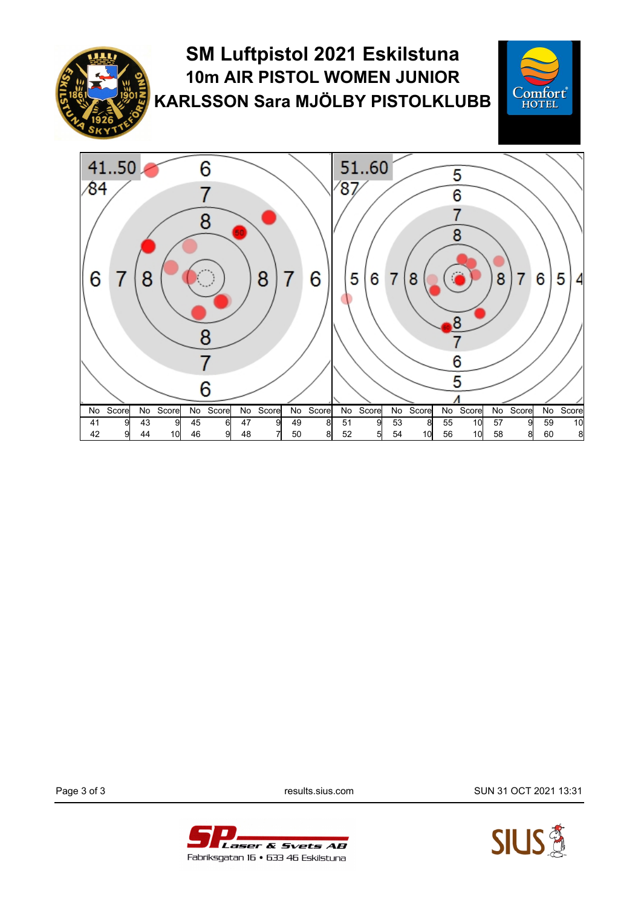# SM Luftpistol 2021 Eskilstuna

## 10m AIR PISTOL WOMEN JUNIOR

## KARLSSON Sara MJÖLBY PISTOLKLUBB

41..50
84

51..60
87

| No | Score | No | Score | No | Score | No | Score | No | Score | No | Score | No | Score | No | Score | No | Score | No | Score |
|---|---|---|---|---|---|---|---|---|---|---|---|---|---|---|---|---|---|---|---|
| 41 | 9 | 43 | 9 | 45 | 6 | 47 | 9 | 49 | 8 | 51 | 9 | 53 | 8 | 55 | 10 | 57 | 9 | 59 | 10 |
| 42 | 9 | 44 | 10 | 46 | 9 | 48 | 7 | 50 | 8 | 52 | 5 | 54 | 10 | 56 | 10 | 58 | 8 | 60 | 8 |

results.sius.com

SUN 31 OCT 2021 13:31

SP Laser & Svets AB
Fabriksgatan 16 • 633 46 Eskilstuna